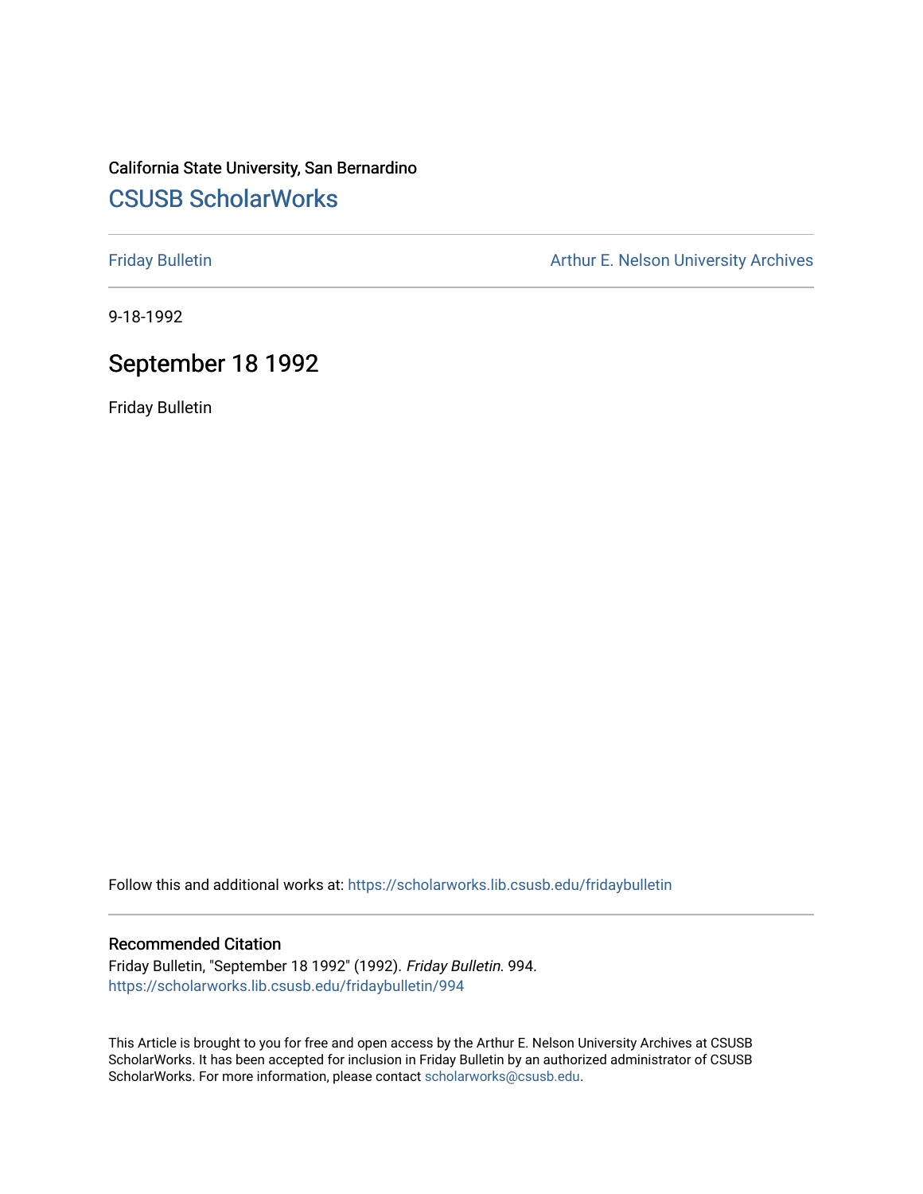California State University, San Bernardino

## CSUSB ScholarWorks

Friday Bulletin

Arthur E. Nelson University Archives

9-18-1992

# September 18 1992

Friday Bulletin

Follow this and additional works at: https://scholarworks.lib.csusb.edu/fridaybulletin

### Recommended Citation

Friday Bulletin, "September 18 1992" (1992). *Friday Bulletin*. 994.
https://scholarworks.lib.csusb.edu/fridaybulletin/994

This Article is brought to you for free and open access by the Arthur E. Nelson University Archives at CSUSB ScholarWorks. It has been accepted for inclusion in Friday Bulletin by an authorized administrator of CSUSB ScholarWorks. For more information, please contact scholarworks@csusb.edu.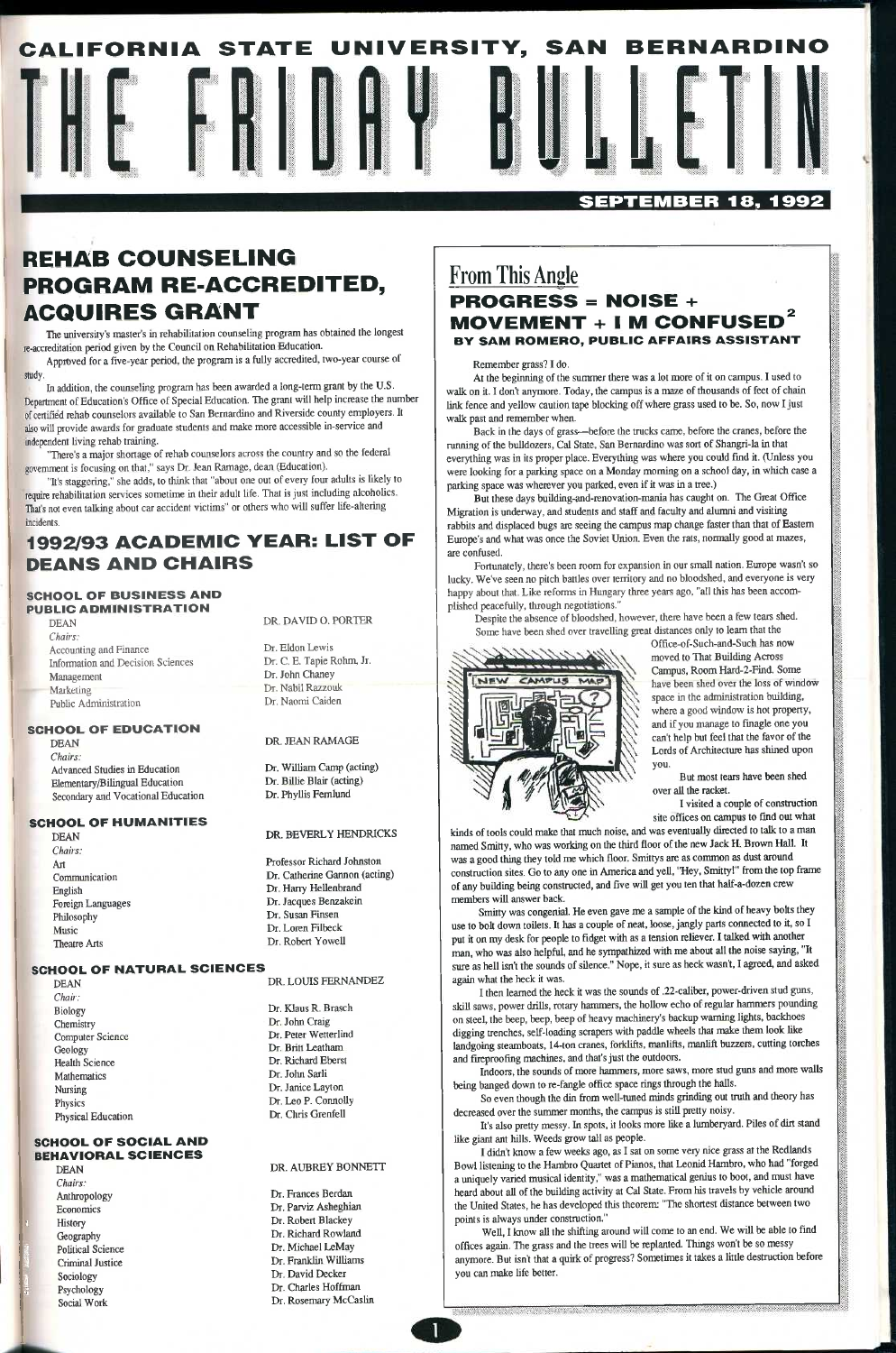# CALIFORNIA STATE UNIVERSITY, SAN BERNARDINO

# THE FRIDAY BULLETIN

**SEPTEMBER 18, 1992**

## REHAB COUNSELING PROGRAM RE-ACCREDITED, ACQUIRES GRANT

The university's master's in rehabilitation counseling program has obtained the longest re-accreditation period given by the Council on Rehabilitation Education.

Approved for a five-year period, the program is a fully accredited, two-year course of study.

In addition, the counseling program has been awarded a long-term grant by the U.S. Department of Education's Office of Special Education. The grant will help increase the number of certified rehab counselors available to San Bernardino and Riverside county employers. It also will provide awards for graduate students and make more accessible in-service and independent living rehab training.

"There's a major shortage of rehab counselors across the country and so the federal government is focusing on that," says Dr. Jean Ramage, dean (Education).

"It's staggering," she adds, to think that "about one out of every four adults is likely to require rehabilitation services sometime in their adult life. That is just including alcoholics. That's not even talking about car accident victims" or others who will suffer life-altering incidents.

## 1992/93 ACADEMIC YEAR: LIST OF DEANS AND CHAIRS

### SCHOOL OF BUSINESS AND PUBLIC ADMINISTRATION

| | |
|---|---|
| DEAN | DR. DAVID O. PORTER |
| *Chairs:* | |
| Accounting and Finance | Dr. Eldon Lewis |
| Information and Decision Sciences | Dr. C. E. Tapie Rohm, Jr. |
| Management | Dr. John Chaney |
| Marketing | Dr. Nabil Razzouk |
| Public Administration | Dr. Naomi Caiden |

### SCHOOL OF EDUCATION

| | |
|---|---|
| DEAN | DR. JEAN RAMAGE |
| *Chairs:* | |
| Advanced Studies in Education | Dr. William Camp (acting) |
| Elementary/Bilingual Education | Dr. Billie Blair (acting) |
| Secondary and Vocational Education | Dr. Phyllis Fernlund |

### SCHOOL OF HUMANITIES

| | |
|---|---|
| DEAN | DR. BEVERLY HENDRICKS |
| *Chairs:* | |
| Art | Professor Richard Johnston |
| Communication | Dr. Catherine Gannon (acting) |
| English | Dr. Harry Hellenbrand |
| Foreign Languages | Dr. Jacques Benzakein |
| Philosophy | Dr. Susan Finsen |
| Music | Dr. Loren Filbeck |
| Theatre Arts | Dr. Robert Yowell |

### SCHOOL OF NATURAL SCIENCES

| | |
|---|---|
| DEAN | DR. LOUIS FERNANDEZ |
| *Chair:* | |
| Biology | Dr. Klaus R. Brasch |
| Chemistry | Dr. John Craig |
| Computer Science | Dr. Peter Wetterlind |
| Geology | Dr. Britt Leatham |
| Health Science | Dr. Richard Eberst |
| Mathematics | Dr. John Sarli |
| Nursing | Dr. Janice Layton |
| Physics | Dr. Leo P. Connolly |
| Physical Education | Dr. Chris Grenfell |

### SCHOOL OF SOCIAL AND BEHAVIORAL SCIENCES

| | |
|---|---|
| DEAN | DR. AUBREY BONNETT |
| *Chairs:* | |
| Anthropology | Dr. Frances Berdan |
| Economics | Dr. Parviz Asheghian |
| History | Dr. Robert Blackey |
| Geography | Dr. Richard Rowland |
| Political Science | Dr. Michael LeMay |
| Criminal Justice | Dr. Franklin Williams |
| Sociology | Dr. David Decker |
| Psychology | Dr. Charles Hoffman |
| Social Work | Dr. Rosemary McCaslin |

## From This Angle

## PROGRESS = NOISE + MOVEMENT + I M CONFUSED²

**BY SAM ROMERO, PUBLIC AFFAIRS ASSISTANT**

Remember grass? I do.

At the beginning of the summer there was a lot more of it on campus. I used to walk on it. I don't anymore. Today, the campus is a maze of thousands of feet of chain link fence and yellow caution tape blocking off where grass used to be. So, now I just walk past and remember when.

Back in the days of grass—before the trucks came, before the cranes, before the running of the bulldozers, Cal State, San Bernardino was sort of Shangri-la in that everything was in its proper place. Everything was where you could find it. (Unless you were looking for a parking space on a Monday morning on a school day, in which case a parking space was wherever you parked, even if it was in a tree.)

But these days building-and-renovation-mania has caught on. The Great Office Migration is underway, and students and staff and faculty and alumni and visiting rabbits and displaced bugs are seeing the campus map change faster than that of Eastern Europe's and what was once the Soviet Union. Even the rats, normally good at mazes, are confused.

Fortunately, there's been room for expansion in our small nation. Europe wasn't so lucky. We've seen no pitch battles over territory and no bloodshed, and everyone is very happy about that. Like reforms in Hungary three years ago, "all this has been accomplished peacefully, through negotiations."

Despite the absence of bloodshed, however, there have been a few tears shed. Some have been shed over travelling great distances only to learn that the Office-of-Such-and-Such has now moved to That Building Across Campus, Room Hard-2-Find. Some have been shed over the loss of window space in the administration building, where a good window is hot property, and if you manage to finagle one you can't help but feel that the favor of the Lords of Architecture has shined upon you.

But most tears have been shed over all the racket.

I visited a couple of construction site offices on campus to find out what kinds of tools could make that much noise, and was eventually directed to talk to a man named Smitty, who was working on the third floor of the new Jack H. Brown Hall. It was a good thing they told me which floor. Smittys are as common as dust around construction sites. Go to any one in America and yell, "Hey, Smitty!" from the top frame of any building being constructed, and five will get you ten that half-a-dozen crew members will answer back.

Smitty was congenial. He even gave me a sample of the kind of heavy bolts they use to bolt down toilets. It has a couple of neat, loose, jangly parts connected to it, so I put it on my desk for people to fidget with as a tension reliever. I talked with another man, who was also helpful, and he sympathized with me about all the noise saying, "It sure as hell isn't the sounds of silence." Nope, it sure as heck wasn't, I agreed, and asked again what the heck it was.

I then learned the heck it was the sounds of .22-caliber, power-driven stud guns, skill saws, power drills, rotary hammers, the hollow echo of regular hammers pounding on steel, the beep, beep, beep of heavy machinery's backup warning lights, backhoes digging trenches, self-loading scrapers with paddle wheels that make them look like landgoing steamboats, 14-ton cranes, forklifts, manlifts, manlift buzzers, cutting torches and fireproofing machines, and that's just the outdoors.

Indoors, the sounds of more hammers, more saws, more stud guns and more walls being banged down to re-fangle office space rings through the halls.

So even though the din from well-tuned minds grinding out truth and theory has decreased over the summer months, the campus is still pretty noisy.

It's also pretty messy. In spots, it looks more like a lumberyard. Piles of dirt stand like giant ant hills. Weeds grow tall as people.

I didn't know a few weeks ago, as I sat on some very nice grass at the Redlands Bowl listening to the Hambro Quartet of Pianos, that Leonid Hambro, who had "forged a uniquely varied musical identity," was a mathematical genius to boot, and must have heard about all of the building activity at Cal State. From his travels by vehicle around the United States, he has developed this theorem: "The shortest distance between two points is always under construction."

Well, I know all the shifting around will come to an end. We will be able to find offices again. The grass and the trees will be replanted. Things won't be so messy anymore. But isn't that a quirk of progress? Sometimes it takes a little destruction before you can make life better.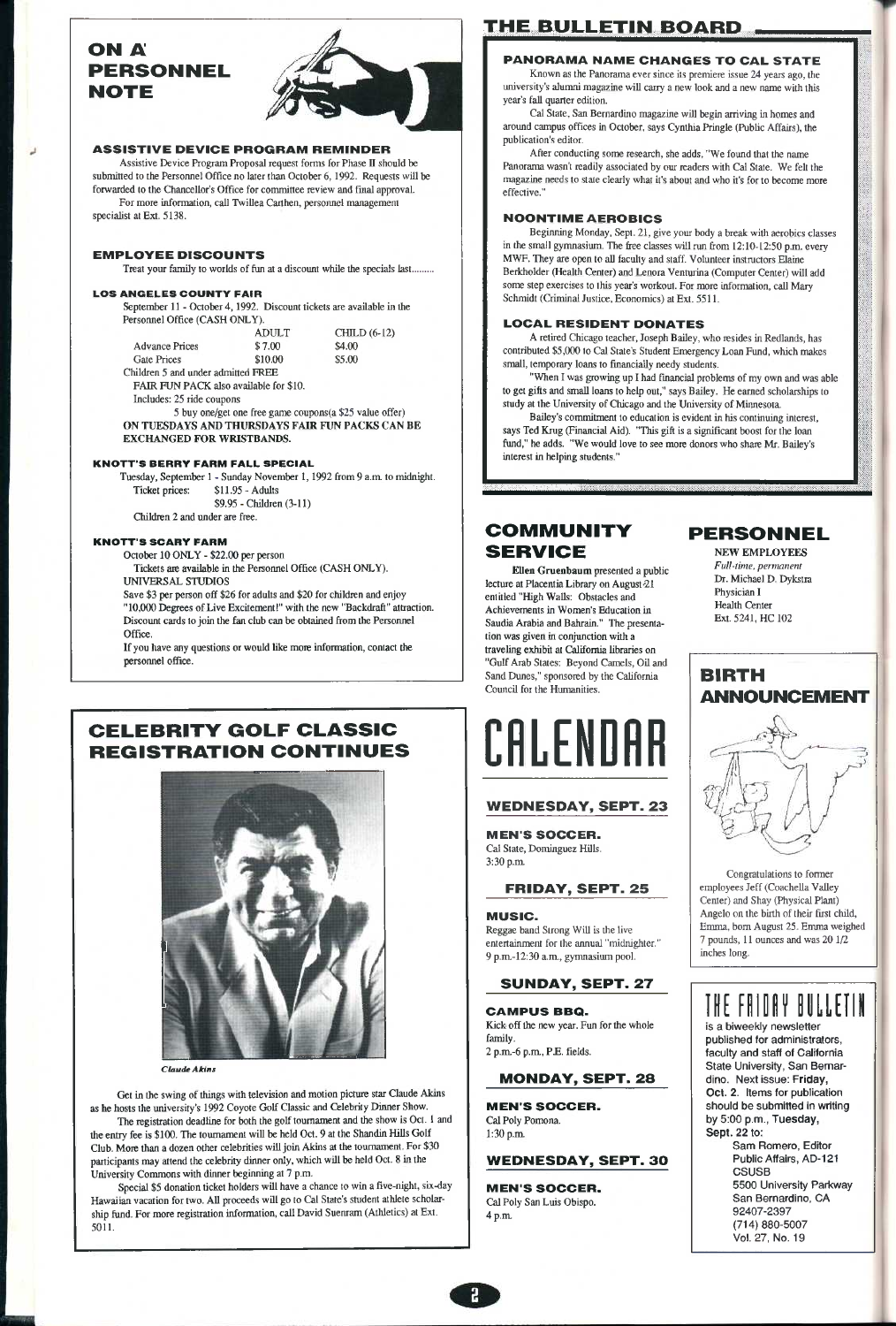## ON A PERSONNEL NOTE

### ASSISTIVE DEVICE PROGRAM REMINDER

Assistive Device Program Proposal request forms for Phase II should be submitted to the Personnel Office no later than October 6, 1992. Requests will be forwarded to the Chancellor's Office for committee review and final approval.

For more information, call Twillea Carthen, personnel management specialist at Ext. 5138.

### EMPLOYEE DISCOUNTS

Treat your family to worlds of fun at a discount while the specials last.........

#### LOS ANGELES COUNTY FAIR

September 11 - October 4, 1992. Discount tickets are available in the Personnel Office (CASH ONLY).

| | ADULT | CHILD (6-12) |
|---|---|---|
| Advance Prices | $7.00 | $4.00 |
| Gate Prices | $10.00 | $5.00 |

Children 5 and under admitted FREE

FAIR FUN PACK also available for $10.

Includes: 25 ride coupons

5 buy one/get one free game coupons(a $25 value offer)

**ON TUESDAYS AND THURSDAYS FAIR FUN PACKS CAN BE EXCHANGED FOR WRISTBANDS.**

#### KNOTT'S BERRY FARM FALL SPECIAL

Tuesday, September 1 - Sunday November 1, 1992 from 9 a.m. to midnight.

Ticket prices: $11.95 - Adults
$9.95 - Children (3-11)

Children 2 and under are free.

#### KNOTT'S SCARY FARM

October 10 ONLY - $22.00 per person

Tickets are available in the Personnel Office (CASH ONLY).

UNIVERSAL STUDIOS

Save $3 per person off $26 for adults and $20 for children and enjoy "10,000 Degrees of Live Excitement!" with the new "Backdraft" attraction. Discount cards to join the fan club can be obtained from the Personnel Office.

If you have any questions or would like more information, contact the personnel office.

## CELEBRITY GOLF CLASSIC REGISTRATION CONTINUES

*Claude Akins*

Get in the swing of things with television and motion picture star Claude Akins as he hosts the university's 1992 Coyote Golf Classic and Celebrity Dinner Show.

The registration deadline for both the golf tournament and the show is Oct. 1 and the entry fee is $100. The tournament will be held Oct. 9 at the Shandin Hills Golf Club. More than a dozen other celebrities will join Akins at the tournament. For $30 participants may attend the celebrity dinner only, which will be held Oct. 8 in the University Commons with dinner beginning at 7 p.m.

Special $5 donation ticket holders will have a chance to win a five-night, six-day Hawaiian vacation for two. All proceeds will go to Cal State's student athlete scholarship fund. For more registration information, call David Suenram (Athletics) at Ext. 5011.

## THE BULLETIN BOARD

### PANORAMA NAME CHANGES TO CAL STATE

Known as the Panorama ever since its premiere issue 24 years ago, the university's alumni magazine will carry a new look and a new name with this year's fall quarter edition.

Cal State, San Bernardino magazine will begin arriving in homes and around campus offices in October, says Cynthia Pringle (Public Affairs), the publication's editor.

After conducting some research, she adds, "We found that the name Panorama wasn't readily associated by our readers with Cal State. We felt the magazine needs to state clearly what it's about and who it's for to become more effective."

### NOONTIME AEROBICS

Beginning Monday, Sept. 21, give your body a break with aerobics classes in the small gymnasium. The free classes will run from 12:10-12:50 p.m. every MWF. They are open to all faculty and staff. Volunteer instructors Elaine Berkholder (Health Center) and Lenora Venturina (Computer Center) will add some step exercises to this year's workout. For more information, call Mary Schmidt (Criminal Justice, Economics) at Ext. 5511.

### LOCAL RESIDENT DONATES

A retired Chicago teacher, Joseph Bailey, who resides in Redlands, has contributed $5,000 to Cal State's Student Emergency Loan Fund, which makes small, temporary loans to financially needy students.

"When I was growing up I had financial problems of my own and was able to get gifts and small loans to help out," says Bailey. He earned scholarships to study at the University of Chicago and the University of Minnesota.

Bailey's commitment to education is evident in his continuing interest, says Ted Krug (Financial Aid). "This gift is a significant boost for the loan fund," he adds. "We would love to see more donors who share Mr. Bailey's interest in helping students."

## COMMUNITY SERVICE

**Ellen Gruenbaum** presented a public lecture at Placentia Library on August 21 entitled "High Walls: Obstacles and Achievements in Women's Education in Saudia Arabia and Bahrain." The presentation was given in conjunction with a traveling exhibit at California libraries on "Gulf Arab States: Beyond Camels, Oil and Sand Dunes," sponsored by the California Council for the Humanities.

## CALENDAR

### WEDNESDAY, SEPT. 23

**MEN'S SOCCER.**
Cal State, Dominguez Hills.
3:30 p.m.

### FRIDAY, SEPT. 25

**MUSIC.**
Reggae band Strong Will is the live entertainment for the annual "midnighter."
9 p.m.-12:30 a.m., gymnasium pool.

### SUNDAY, SEPT. 27

**CAMPUS BBQ.**
Kick off the new year. Fun for the whole family.
2 p.m.-6 p.m., P.E. fields.

### MONDAY, SEPT. 28

**MEN'S SOCCER.**
Cal Poly Pomona.
1:30 p.m.

### WEDNESDAY, SEPT. 30

**MEN'S SOCCER.**
Cal Poly San Luis Obispo.
4 p.m.

## PERSONNEL

**NEW EMPLOYEES**

*Full-time, permanent*
Dr. Michael D. Dykstra
Physician I
Health Center
Ext. 5241, HC 102

## BIRTH ANNOUNCEMENT

Congratulations to former employees Jeff (Coachella Valley Center) and Shay (Physical Plant) Angelo on the birth of their first child, Emma, born August 25. Emma weighed 7 pounds, 11 ounces and was 20 1/2 inches long.

## THE FRIDAY BULLETIN

is a biweekly newsletter published for administrators, faculty and staff of California State University, San Bernardino. Next issue: **Friday, Oct. 2.** Items for publication should be submitted in writing by **5:00 p.m., Tuesday, Sept. 22** to:

Sam Romero, Editor
Public Affairs, AD-121
CSUSB
5500 University Parkway
San Bernardino, CA
92407-2397
(714) 880-5007
Vol. 27, No. 19